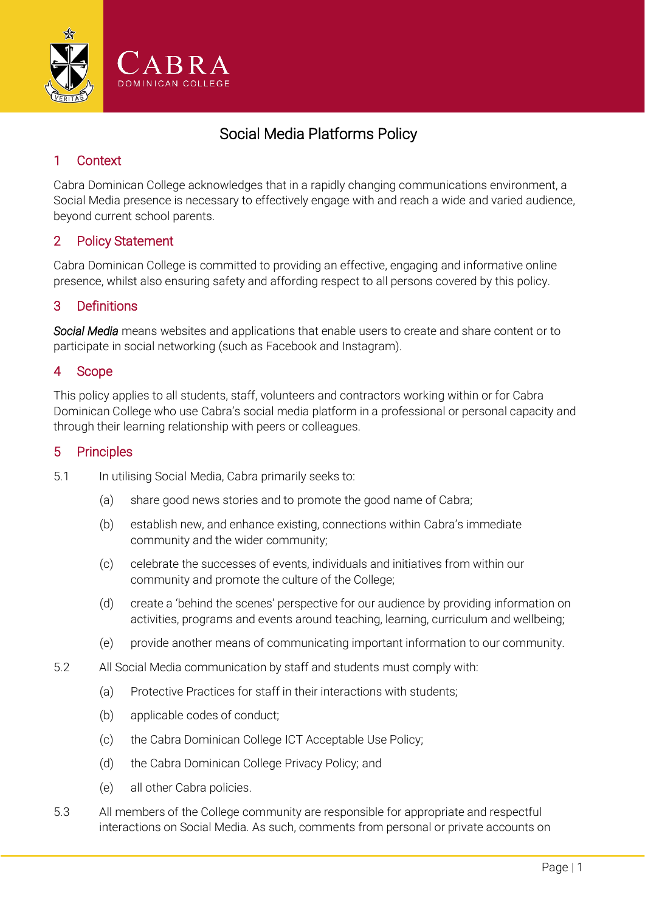Cabra Dominican College

# Social Media Platforms Policy

## 1 Context

Cabra Dominican College acknowledges that in a rapidly changing communications environment, a Social Media presence is necessary to effectively engage with and reach a wide and varied audience, beyond current school parents.

## 2 Policy Statement

Cabra Dominican College is committed to providing an effective, engaging and informative online presence, whilst also ensuring safety and affording respect to all persons covered by this policy.

## 3 Definitions

***Social Media*** means websites and applications that enable users to create and share content or to participate in social networking (such as Facebook and Instagram).

## 4 Scope

This policy applies to all students, staff, volunteers and contractors working within or for Cabra Dominican College who use Cabra's social media platform in a professional or personal capacity and through their learning relationship with peers or colleagues.

## 5 Principles

5.1 In utilising Social Media, Cabra primarily seeks to:

(a) share good news stories and to promote the good name of Cabra;

(b) establish new, and enhance existing, connections within Cabra's immediate community and the wider community;

(c) celebrate the successes of events, individuals and initiatives from within our community and promote the culture of the College;

(d) create a 'behind the scenes' perspective for our audience by providing information on activities, programs and events around teaching, learning, curriculum and wellbeing;

(e) provide another means of communicating important information to our community.

5.2 All Social Media communication by staff and students must comply with:

(a) Protective Practices for staff in their interactions with students;

(b) applicable codes of conduct;

(c) the Cabra Dominican College ICT Acceptable Use Policy;

(d) the Cabra Dominican College Privacy Policy; and

(e) all other Cabra policies.

5.3 All members of the College community are responsible for appropriate and respectful interactions on Social Media. As such, comments from personal or private accounts on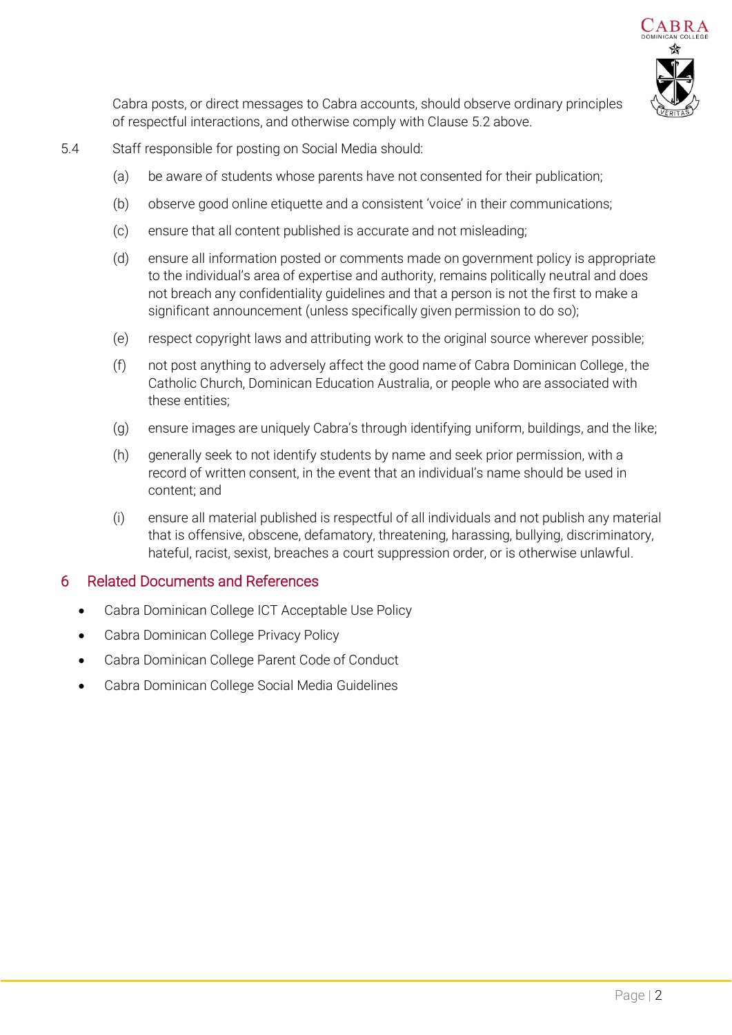Cabra posts, or direct messages to Cabra accounts, should observe ordinary principles of respectful interactions, and otherwise comply with Clause 5.2 above.

5.4 Staff responsible for posting on Social Media should:

(a) be aware of students whose parents have not consented for their publication;

(b) observe good online etiquette and a consistent 'voice' in their communications;

(c) ensure that all content published is accurate and not misleading;

(d) ensure all information posted or comments made on government policy is appropriate to the individual's area of expertise and authority, remains politically neutral and does not breach any confidentiality guidelines and that a person is not the first to make a significant announcement (unless specifically given permission to do so);

(e) respect copyright laws and attributing work to the original source wherever possible;

(f) not post anything to adversely affect the good name of Cabra Dominican College, the Catholic Church, Dominican Education Australia, or people who are associated with these entities;

(g) ensure images are uniquely Cabra's through identifying uniform, buildings, and the like;

(h) generally seek to not identify students by name and seek prior permission, with a record of written consent, in the event that an individual's name should be used in content; and

(i) ensure all material published is respectful of all individuals and not publish any material that is offensive, obscene, defamatory, threatening, harassing, bullying, discriminatory, hateful, racist, sexist, breaches a court suppression order, or is otherwise unlawful.

## 6 Related Documents and References

- Cabra Dominican College ICT Acceptable Use Policy
- Cabra Dominican College Privacy Policy
- Cabra Dominican College Parent Code of Conduct
- Cabra Dominican College Social Media Guidelines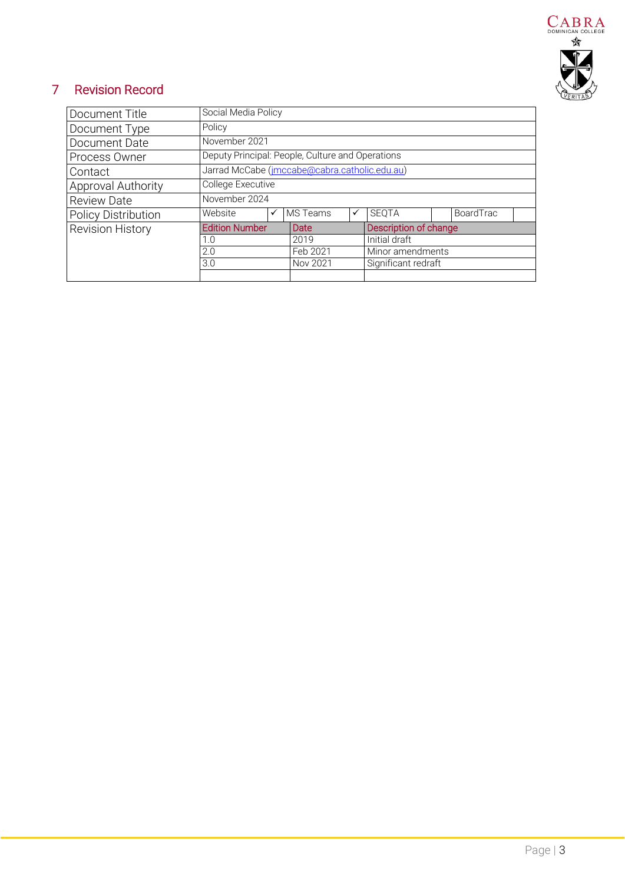## 7 Revision Record

| | | | | | | | |
|---|---|---|---|---|---|---|---|
| Document Title | Social Media Policy | | | | | | |
| Document Type | Policy | | | | | | |
| Document Date | November 2021 | | | | | | |
| Process Owner | Deputy Principal: People, Culture and Operations | | | | | | |
| Contact | Jarrad McCabe (jmccabe@cabra.catholic.edu.au) | | | | | | |
| Approval Authority | College Executive | | | | | | |
| Review Date | November 2024 | | | | | | |
| Policy Distribution | Website | ✓ | MS Teams | ✓ | SEQTA | | BoardTrac |
| Revision History | Edition Number | Date | Description of change | | | | |
| | 1.0 | 2019 | Initial draft | | | | |
| | 2.0 | Feb 2021 | Minor amendments | | | | |
| | 3.0 | Nov 2021 | Significant redraft | | | | |
| | | | | | | | |